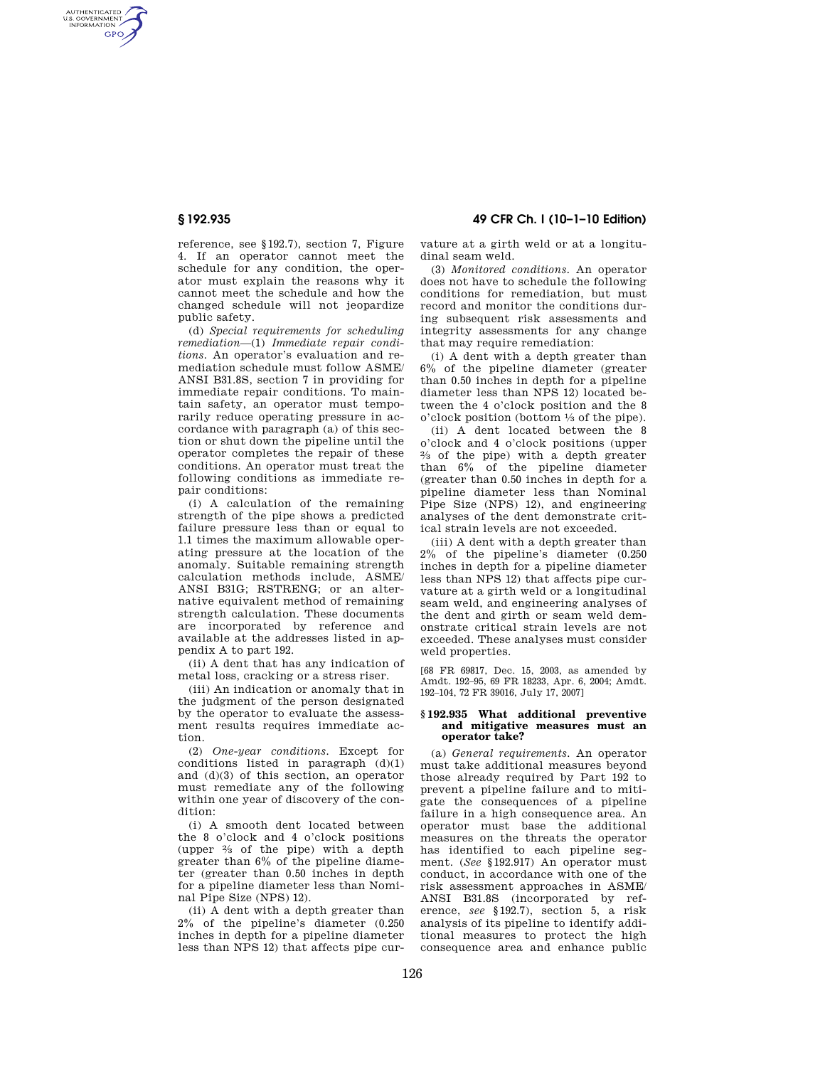reference, see §192.7), section 7, Figure 4. If an operator cannot meet the schedule for any condition, the operator must explain the reasons why it cannot meet the schedule and how the changed schedule will not jeopardize public safety.

(d) *Special requirements for scheduling remediation*—(1) *Immediate repair conditions.* An operator's evaluation and remediation schedule must follow ASME/ANSI B31.8S, section 7 in providing for immediate repair conditions. To maintain safety, an operator must temporarily reduce operating pressure in accordance with paragraph (a) of this section or shut down the pipeline until the operator completes the repair of these conditions. An operator must treat the following conditions as immediate repair conditions:

(i) A calculation of the remaining strength of the pipe shows a predicted failure pressure less than or equal to 1.1 times the maximum allowable operating pressure at the location of the anomaly. Suitable remaining strength calculation methods include, ASME/ANSI B31G; RSTRENG; or an alternative equivalent method of remaining strength calculation. These documents are incorporated by reference and available at the addresses listed in appendix A to part 192.

(ii) A dent that has any indication of metal loss, cracking or a stress riser.

(iii) An indication or anomaly that in the judgment of the person designated by the operator to evaluate the assessment results requires immediate action.

(2) *One-year conditions.* Except for conditions listed in paragraph (d)(1) and (d)(3) of this section, an operator must remediate any of the following within one year of discovery of the condition:

(i) A smooth dent located between the 8 o'clock and 4 o'clock positions (upper ⅔ of the pipe) with a depth greater than 6% of the pipeline diameter (greater than 0.50 inches in depth for a pipeline diameter less than Nominal Pipe Size (NPS) 12).

(ii) A dent with a depth greater than 2% of the pipeline's diameter (0.250 inches in depth for a pipeline diameter less than NPS 12) that affects pipe curvature at a girth weld or at a longitudinal seam weld.

(3) *Monitored conditions.* An operator does not have to schedule the following conditions for remediation, but must record and monitor the conditions during subsequent risk assessments and integrity assessments for any change that may require remediation:

(i) A dent with a depth greater than 6% of the pipeline diameter (greater than 0.50 inches in depth for a pipeline diameter less than NPS 12) located between the 4 o'clock position and the 8 o'clock position (bottom ⅓ of the pipe).

(ii) A dent located between the 8 o'clock and 4 o'clock positions (upper ⅔ of the pipe) with a depth greater than 6% of the pipeline diameter (greater than 0.50 inches in depth for a pipeline diameter less than Nominal Pipe Size (NPS) 12), and engineering analyses of the dent demonstrate critical strain levels are not exceeded.

(iii) A dent with a depth greater than 2% of the pipeline's diameter (0.250 inches in depth for a pipeline diameter less than NPS 12) that affects pipe curvature at a girth weld or a longitudinal seam weld, and engineering analyses of the dent and girth or seam weld demonstrate critical strain levels are not exceeded. These analyses must consider weld properties.

[68 FR 69817, Dec. 15, 2003, as amended by Amdt. 192–95, 69 FR 18233, Apr. 6, 2004; Amdt. 192–104, 72 FR 39016, July 17, 2007]

### § 192.935 What additional preventive and mitigative measures must an operator take?

(a) *General requirements.* An operator must take additional measures beyond those already required by Part 192 to prevent a pipeline failure and to mitigate the consequences of a pipeline failure in a high consequence area. An operator must base the additional measures on the threats the operator has identified to each pipeline segment. (*See* §192.917) An operator must conduct, in accordance with one of the risk assessment approaches in ASME/ANSI B31.8S (incorporated by reference, *see* §192.7), section 5, a risk analysis of its pipeline to identify additional measures to protect the high consequence area and enhance public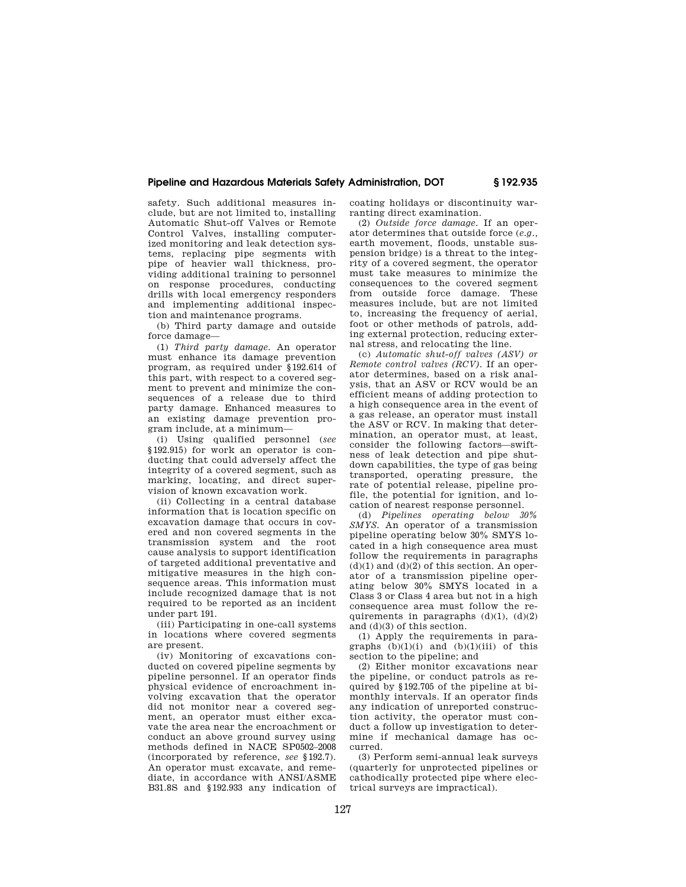safety. Such additional measures include, but are not limited to, installing Automatic Shut-off Valves or Remote Control Valves, installing computerized monitoring and leak detection systems, replacing pipe segments with pipe of heavier wall thickness, providing additional training to personnel on response procedures, conducting drills with local emergency responders and implementing additional inspection and maintenance programs.

(b) Third party damage and outside force damage—

(1) *Third party damage.* An operator must enhance its damage prevention program, as required under §192.614 of this part, with respect to a covered segment to prevent and minimize the consequences of a release due to third party damage. Enhanced measures to an existing damage prevention program include, at a minimum—

(i) Using qualified personnel (*see* §192.915) for work an operator is conducting that could adversely affect the integrity of a covered segment, such as marking, locating, and direct supervision of known excavation work.

(ii) Collecting in a central database information that is location specific on excavation damage that occurs in covered and non covered segments in the transmission system and the root cause analysis to support identification of targeted additional preventative and mitigative measures in the high consequence areas. This information must include recognized damage that is not required to be reported as an incident under part 191.

(iii) Participating in one-call systems in locations where covered segments are present.

(iv) Monitoring of excavations conducted on covered pipeline segments by pipeline personnel. If an operator finds physical evidence of encroachment involving excavation that the operator did not monitor near a covered segment, an operator must either excavate the area near the encroachment or conduct an above ground survey using methods defined in NACE SP0502–2008 (incorporated by reference, *see* §192.7). An operator must excavate, and remediate, in accordance with ANSI/ASME B31.8S and §192.933 any indication of coating holidays or discontinuity warranting direct examination.

(2) *Outside force damage.* If an operator determines that outside force (*e.g.*, earth movement, floods, unstable suspension bridge) is a threat to the integrity of a covered segment, the operator must take measures to minimize the consequences to the covered segment from outside force damage. These measures include, but are not limited to, increasing the frequency of aerial, foot or other methods of patrols, adding external protection, reducing external stress, and relocating the line.

(c) *Automatic shut-off valves (ASV) or Remote control valves (RCV).* If an operator determines, based on a risk analysis, that an ASV or RCV would be an efficient means of adding protection to a high consequence area in the event of a gas release, an operator must install the ASV or RCV. In making that determination, an operator must, at least, consider the following factors—swiftness of leak detection and pipe shutdown capabilities, the type of gas being transported, operating pressure, the rate of potential release, pipeline profile, the potential for ignition, and location of nearest response personnel.

(d) *Pipelines operating below 30% SMYS.* An operator of a transmission pipeline operating below 30% SMYS located in a high consequence area must follow the requirements in paragraphs (d)(1) and (d)(2) of this section. An operator of a transmission pipeline operating below 30% SMYS located in a Class 3 or Class 4 area but not in a high consequence area must follow the requirements in paragraphs (d)(1), (d)(2) and (d)(3) of this section.

(1) Apply the requirements in paragraphs (b)(1)(i) and (b)(1)(iii) of this section to the pipeline; and

(2) Either monitor excavations near the pipeline, or conduct patrols as required by §192.705 of the pipeline at bi-monthly intervals. If an operator finds any indication of unreported construction activity, the operator must conduct a follow up investigation to determine if mechanical damage has occurred.

(3) Perform semi-annual leak surveys (quarterly for unprotected pipelines or cathodically protected pipe where electrical surveys are impractical).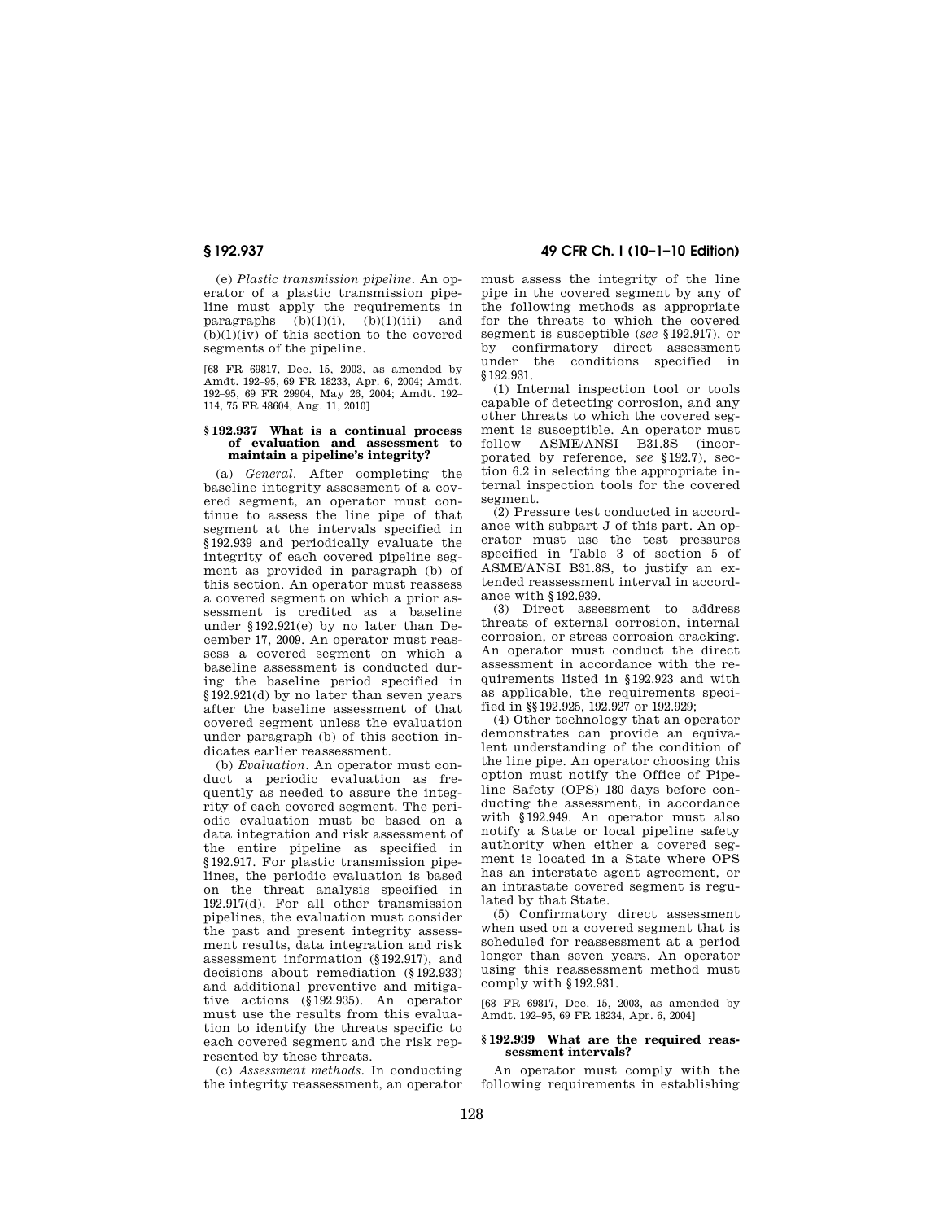(e) *Plastic transmission pipeline.* An operator of a plastic transmission pipeline must apply the requirements in paragraphs (b)(1)(i), (b)(1)(iii) and (b)(1)(iv) of this section to the covered segments of the pipeline.

[68 FR 69817, Dec. 15, 2003, as amended by Amdt. 192–95, 69 FR 18233, Apr. 6, 2004; Amdt. 192–95, 69 FR 29904, May 26, 2004; Amdt. 192–114, 75 FR 48604, Aug. 11, 2010]

### § 192.937 What is a continual process of evaluation and assessment to maintain a pipeline's integrity?

(a) *General.* After completing the baseline integrity assessment of a covered segment, an operator must continue to assess the line pipe of that segment at the intervals specified in §192.939 and periodically evaluate the integrity of each covered pipeline segment as provided in paragraph (b) of this section. An operator must reassess a covered segment on which a prior assessment is credited as a baseline under §192.921(e) by no later than December 17, 2009. An operator must reassess a covered segment on which a baseline assessment is conducted during the baseline period specified in §192.921(d) by no later than seven years after the baseline assessment of that covered segment unless the evaluation under paragraph (b) of this section indicates earlier reassessment.

(b) *Evaluation.* An operator must conduct a periodic evaluation as frequently as needed to assure the integrity of each covered segment. The periodic evaluation must be based on a data integration and risk assessment of the entire pipeline as specified in §192.917. For plastic transmission pipelines, the periodic evaluation is based on the threat analysis specified in 192.917(d). For all other transmission pipelines, the evaluation must consider the past and present integrity assessment results, data integration and risk assessment information (§192.917), and decisions about remediation (§192.933) and additional preventive and mitigative actions (§192.935). An operator must use the results from this evaluation to identify the threats specific to each covered segment and the risk represented by these threats.

(c) *Assessment methods.* In conducting the integrity reassessment, an operator must assess the integrity of the line pipe in the covered segment by any of the following methods as appropriate for the threats to which the covered segment is susceptible (*see* §192.917), or by confirmatory direct assessment under the conditions specified in §192.931.

(1) Internal inspection tool or tools capable of detecting corrosion, and any other threats to which the covered segment is susceptible. An operator must follow ASME/ANSI B31.8S (incorporated by reference, *see* §192.7), section 6.2 in selecting the appropriate internal inspection tools for the covered segment.

(2) Pressure test conducted in accordance with subpart J of this part. An operator must use the test pressures specified in Table 3 of section 5 of ASME/ANSI B31.8S, to justify an extended reassessment interval in accordance with §192.939.

(3) Direct assessment to address threats of external corrosion, internal corrosion, or stress corrosion cracking. An operator must conduct the direct assessment in accordance with the requirements listed in §192.923 and with as applicable, the requirements specified in §§192.925, 192.927 or 192.929;

(4) Other technology that an operator demonstrates can provide an equivalent understanding of the condition of the line pipe. An operator choosing this option must notify the Office of Pipeline Safety (OPS) 180 days before conducting the assessment, in accordance with §192.949. An operator must also notify a State or local pipeline safety authority when either a covered segment is located in a State where OPS has an interstate agent agreement, or an intrastate covered segment is regulated by that State.

(5) Confirmatory direct assessment when used on a covered segment that is scheduled for reassessment at a period longer than seven years. An operator using this reassessment method must comply with §192.931.

[68 FR 69817, Dec. 15, 2003, as amended by Amdt. 192–95, 69 FR 18234, Apr. 6, 2004]

### § 192.939 What are the required reassessment intervals?

An operator must comply with the following requirements in establishing